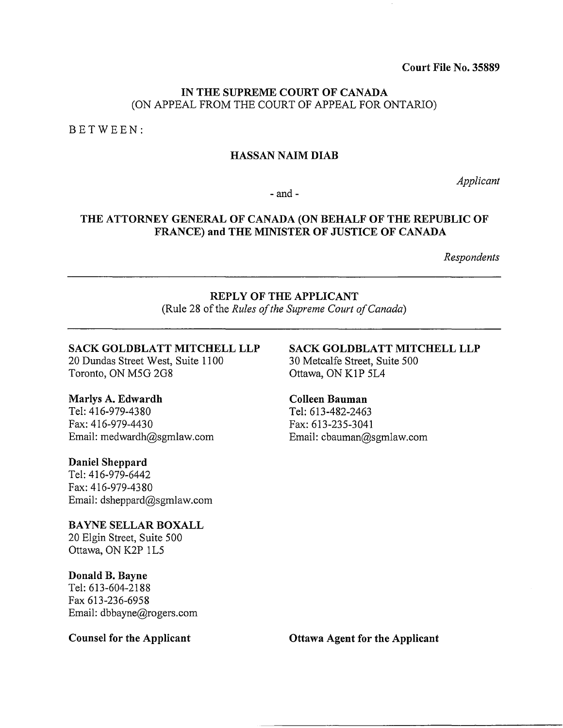**Court File No. 35889**

**IN THE SUPREME COURT OF CANADA**
(ON APPEAL FROM THE COURT OF APPEAL FOR ONTARIO)

BETWEEN:

**HASSAN NAIM DIAB**

*Applicant*

- and -

**THE ATTORNEY GENERAL OF CANADA (ON BEHALF OF THE REPUBLIC OF FRANCE) and THE MINISTER OF JUSTICE OF CANADA**

*Respondents*

---

**REPLY OF THE APPLICANT**
(Rule 28 of the *Rules of the Supreme Court of Canada*)

---

**SACK GOLDBLATT MITCHELL LLP**
20 Dundas Street West, Suite 1100
Toronto, ON M5G 2G8

**Marlys A. Edwardh**
Tel: 416-979-4380
Fax: 416-979-4430
Email: medwardh@sgmlaw.com

**Daniel Sheppard**
Tel: 416-979-6442
Fax: 416-979-4380
Email: dsheppard@sgmlaw.com

**BAYNE SELLAR BOXALL**
20 Elgin Street, Suite 500
Ottawa, ON K2P 1L5

**Donald B. Bayne**
Tel: 613-604-2188
Fax 613-236-6958
Email: dbbayne@rogers.com

**Counsel for the Applicant**

**SACK GOLDBLATT MITCHELL LLP**
30 Metcalfe Street, Suite 500
Ottawa, ON K1P 5L4

**Colleen Bauman**
Tel: 613-482-2463
Fax: 613-235-3041
Email: cbauman@sgmlaw.com

**Ottawa Agent for the Applicant**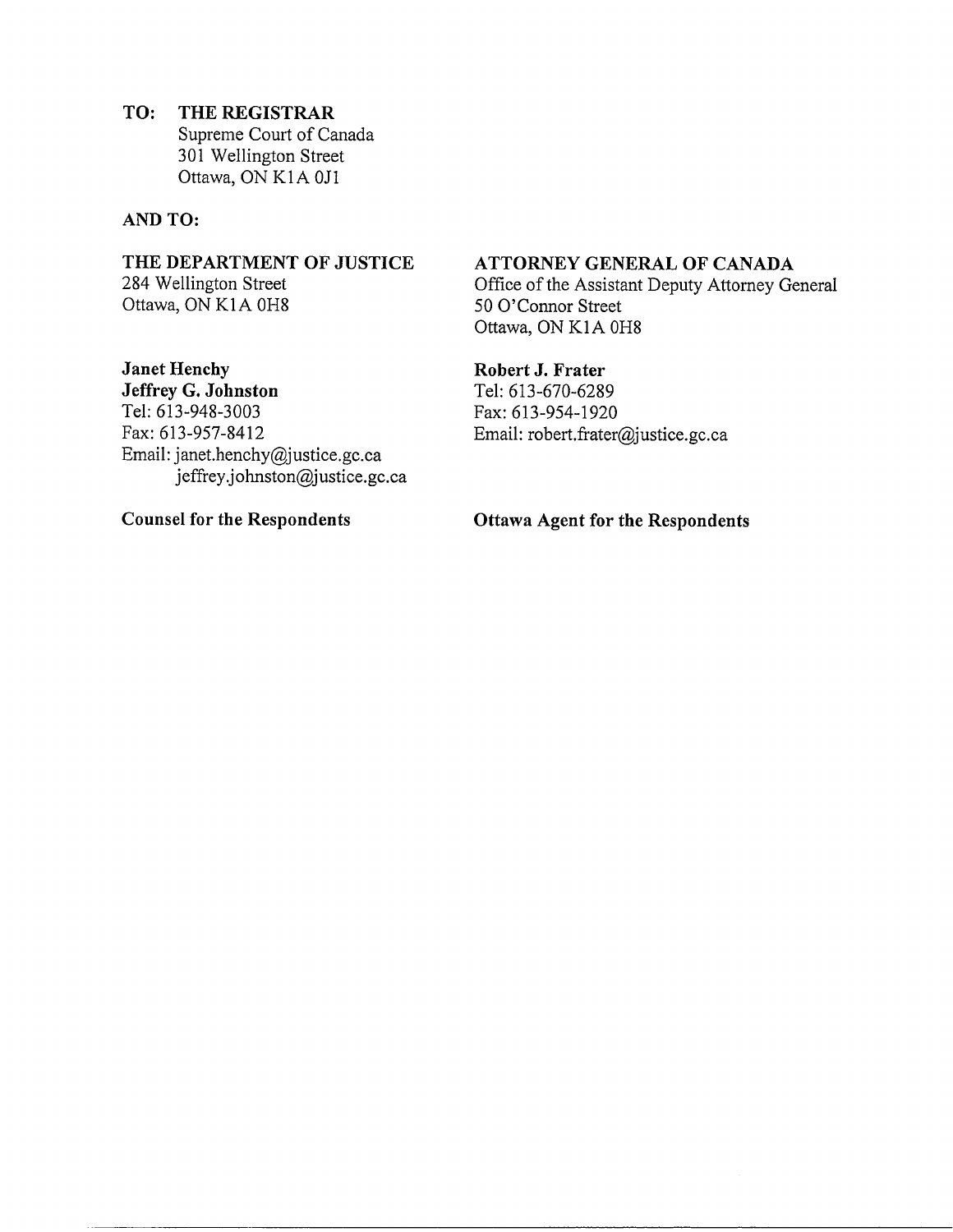**TO: THE REGISTRAR**
Supreme Court of Canada
301 Wellington Street
Ottawa, ON K1A 0J1

**AND TO:**

**THE DEPARTMENT OF JUSTICE**
284 Wellington Street
Ottawa, ON K1A 0H8

**Janet Henchy**
**Jeffrey G. Johnston**
Tel: 613-948-3003
Fax: 613-957-8412
Email: janet.henchy@justice.gc.ca
jeffrey.johnston@justice.gc.ca

**Counsel for the Respondents**

**ATTORNEY GENERAL OF CANADA**
Office of the Assistant Deputy Attorney General
50 O'Connor Street
Ottawa, ON K1A 0H8

**Robert J. Frater**
Tel: 613-670-6289
Fax: 613-954-1920
Email: robert.frater@justice.gc.ca

**Ottawa Agent for the Respondents**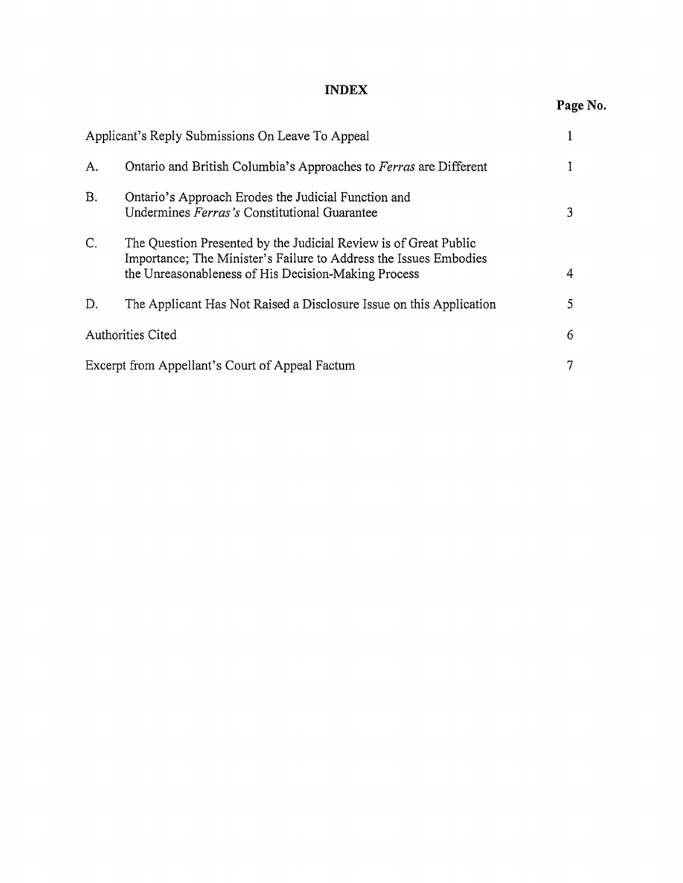## INDEX

| | | Page No. |
|---|---|---|
| Applicant's Reply Submissions On Leave To Appeal | | 1 |
| A. | Ontario and British Columbia's Approaches to *Ferras* are Different | 1 |
| B. | Ontario's Approach Erodes the Judicial Function and Undermines *Ferras's* Constitutional Guarantee | 3 |
| C. | The Question Presented by the Judicial Review is of Great Public Importance; The Minister's Failure to Address the Issues Embodies the Unreasonableness of His Decision-Making Process | 4 |
| D. | The Applicant Has Not Raised a Disclosure Issue on this Application | 5 |
| Authorities Cited | | 6 |
| Excerpt from Appellant's Court of Appeal Factum | | 7 |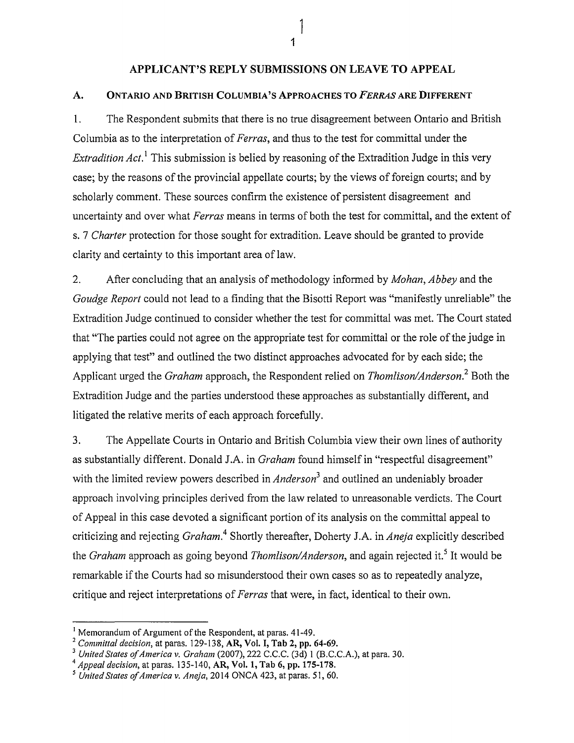## APPLICANT'S REPLY SUBMISSIONS ON LEAVE TO APPEAL

### A. ONTARIO AND BRITISH COLUMBIA'S APPROACHES TO *FERRAS* ARE DIFFERENT

1. The Respondent submits that there is no true disagreement between Ontario and British Columbia as to the interpretation of *Ferras*, and thus to the test for committal under the *Extradition Act*.[1] This submission is belied by reasoning of the Extradition Judge in this very case; by the reasons of the provincial appellate courts; by the views of foreign courts; and by scholarly comment. These sources confirm the existence of persistent disagreement and uncertainty and over what *Ferras* means in terms of both the test for committal, and the extent of s. 7 *Charter* protection for those sought for extradition. Leave should be granted to provide clarity and certainty to this important area of law.

2. After concluding that an analysis of methodology informed by *Mohan*, *Abbey* and the *Goudge Report* could not lead to a finding that the Bisotti Report was "manifestly unreliable" the Extradition Judge continued to consider whether the test for committal was met. The Court stated that "The parties could not agree on the appropriate test for committal or the role of the judge in applying that test" and outlined the two distinct approaches advocated for by each side; the Applicant urged the *Graham* approach, the Respondent relied on *Thomlison/Anderson*.[2] Both the Extradition Judge and the parties understood these approaches as substantially different, and litigated the relative merits of each approach forcefully.

3. The Appellate Courts in Ontario and British Columbia view their own lines of authority as substantially different. Donald J.A. in *Graham* found himself in "respectful disagreement" with the limited review powers described in *Anderson*[3] and outlined an undeniably broader approach involving principles derived from the law related to unreasonable verdicts. The Court of Appeal in this case devoted a significant portion of its analysis on the committal appeal to criticizing and rejecting *Graham*.[4] Shortly thereafter, Doherty J.A. in *Aneja* explicitly described the *Graham* approach as going beyond *Thomlison/Anderson*, and again rejected it.[5] It would be remarkable if the Courts had so misunderstood their own cases so as to repeatedly analyze, critique and reject interpretations of *Ferras* that were, in fact, identical to their own.

---

[1] Memorandum of Argument of the Respondent, at paras. 41-49.

[2] *Committal decision*, at paras. 129-138, **AR, Vol. I, Tab 2, pp. 64-69.**

[3] *United States of America v. Graham* (2007), 222 C.C.C. (3d) 1 (B.C.C.A.), at para. 30.

[4] *Appeal decision*, at paras. 135-140, **AR, Vol. 1, Tab 6, pp. 175-178.**

[5] *United States of America v. Aneja*, 2014 ONCA 423, at paras. 51, 60.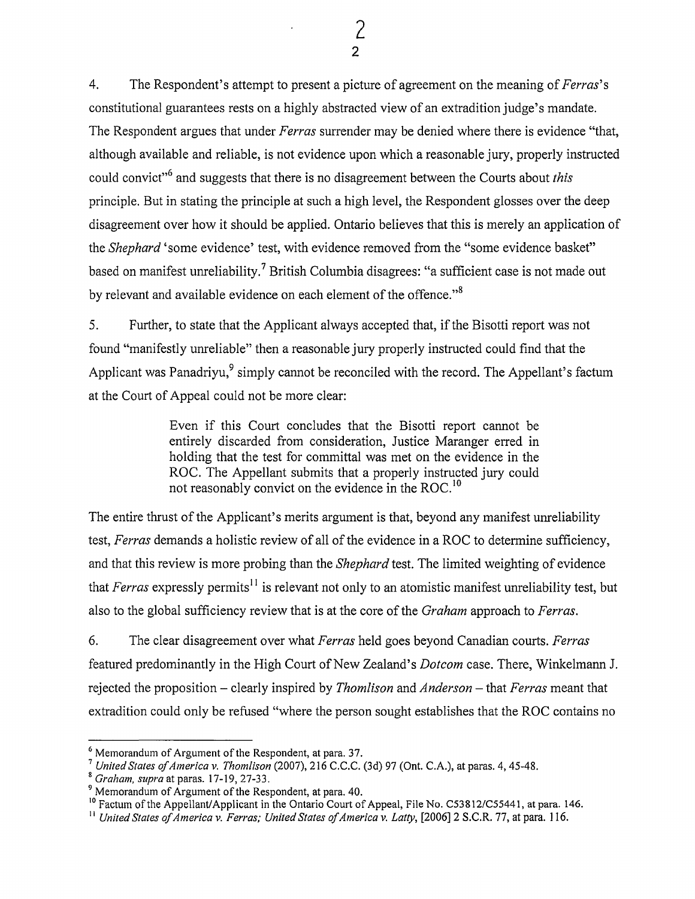4. The Respondent's attempt to present a picture of agreement on the meaning of *Ferras*'s constitutional guarantees rests on a highly abstracted view of an extradition judge's mandate. The Respondent argues that under *Ferras* surrender may be denied where there is evidence "that, although available and reliable, is not evidence upon which a reasonable jury, properly instructed could convict"[6] and suggests that there is no disagreement between the Courts about *this* principle. But in stating the principle at such a high level, the Respondent glosses over the deep disagreement over how it should be applied. Ontario believes that this is merely an application of the *Shephard* 'some evidence' test, with evidence removed from the "some evidence basket" based on manifest unreliability.[7] British Columbia disagrees: "a sufficient case is not made out by relevant and available evidence on each element of the offence."[8]

5. Further, to state that the Applicant always accepted that, if the Bisotti report was not found "manifestly unreliable" then a reasonable jury properly instructed could find that the Applicant was Panadriyu,[9] simply cannot be reconciled with the record. The Appellant's factum at the Court of Appeal could not be more clear:

> Even if this Court concludes that the Bisotti report cannot be entirely discarded from consideration, Justice Maranger erred in holding that the test for committal was met on the evidence in the ROC. The Appellant submits that a properly instructed jury could not reasonably convict on the evidence in the ROC.[10]

The entire thrust of the Applicant's merits argument is that, beyond any manifest unreliability test, *Ferras* demands a holistic review of all of the evidence in a ROC to determine sufficiency, and that this review is more probing than the *Shephard* test. The limited weighting of evidence that *Ferras* expressly permits[11] is relevant not only to an atomistic manifest unreliability test, but also to the global sufficiency review that is at the core of the *Graham* approach to *Ferras*.

6. The clear disagreement over what *Ferras* held goes beyond Canadian courts. *Ferras* featured predominantly in the High Court of New Zealand's *Dotcom* case. There, Winkelmann J. rejected the proposition – clearly inspired by *Thomlison* and *Anderson* – that *Ferras* meant that extradition could only be refused "where the person sought establishes that the ROC contains no

---

[6] Memorandum of Argument of the Respondent, at para. 37.

[7] *United States of America v. Thomlison* (2007), 216 C.C.C. (3d) 97 (Ont. C.A.), at paras. 4, 45-48.

[8] *Graham, supra* at paras. 17-19, 27-33.

[9] Memorandum of Argument of the Respondent, at para. 40.

[10] Factum of the Appellant/Applicant in the Ontario Court of Appeal, File No. C53812/C55441, at para. 146.

[11] *United States of America v. Ferras; United States of America v. Latty*, [2006] 2 S.C.R. 77, at para. 116.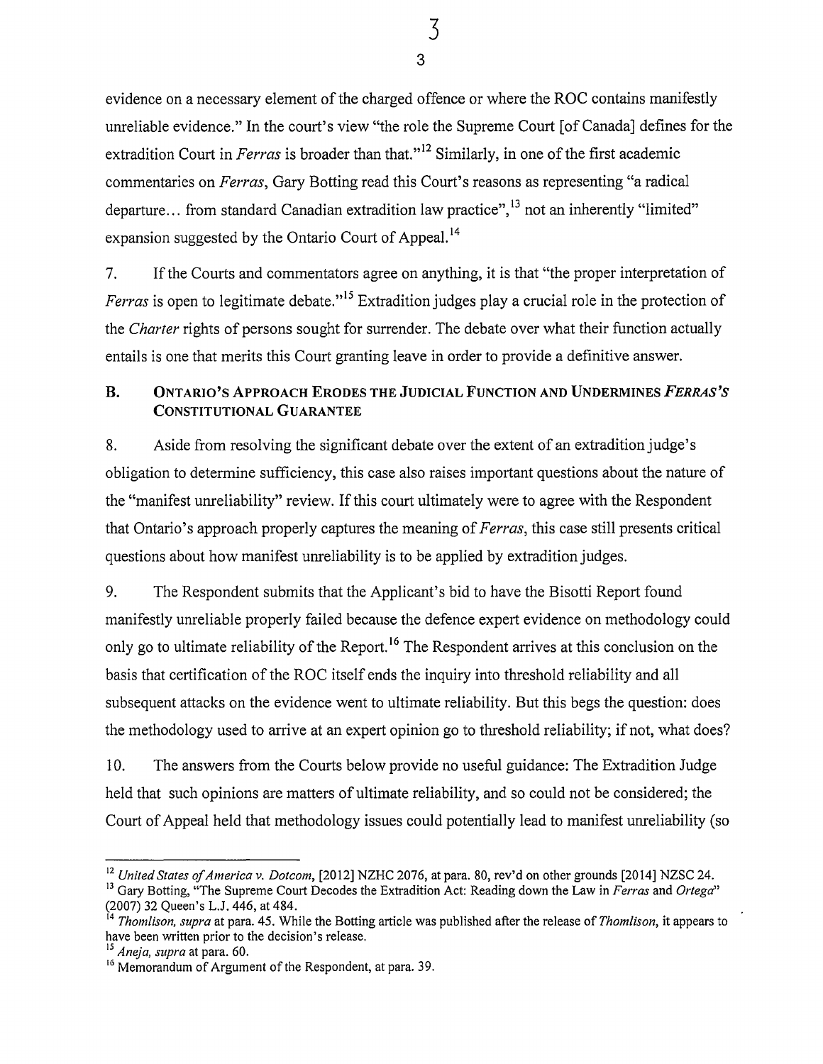evidence on a necessary element of the charged offence or where the ROC contains manifestly unreliable evidence." In the court's view "the role the Supreme Court [of Canada] defines for the extradition Court in *Ferras* is broader than that."[12] Similarly, in one of the first academic commentaries on *Ferras*, Gary Botting read this Court's reasons as representing "a radical departure… from standard Canadian extradition law practice",[13] not an inherently "limited" expansion suggested by the Ontario Court of Appeal.[14]

7. If the Courts and commentators agree on anything, it is that "the proper interpretation of *Ferras* is open to legitimate debate."[15] Extradition judges play a crucial role in the protection of the *Charter* rights of persons sought for surrender. The debate over what their function actually entails is one that merits this Court granting leave in order to provide a definitive answer.

## B. ONTARIO'S APPROACH ERODES THE JUDICIAL FUNCTION AND UNDERMINES *FERRAS'S* CONSTITUTIONAL GUARANTEE

8. Aside from resolving the significant debate over the extent of an extradition judge's obligation to determine sufficiency, this case also raises important questions about the nature of the "manifest unreliability" review. If this court ultimately were to agree with the Respondent that Ontario's approach properly captures the meaning of *Ferras*, this case still presents critical questions about how manifest unreliability is to be applied by extradition judges.

9. The Respondent submits that the Applicant's bid to have the Bisotti Report found manifestly unreliable properly failed because the defence expert evidence on methodology could only go to ultimate reliability of the Report.[16] The Respondent arrives at this conclusion on the basis that certification of the ROC itself ends the inquiry into threshold reliability and all subsequent attacks on the evidence went to ultimate reliability. But this begs the question: does the methodology used to arrive at an expert opinion go to threshold reliability; if not, what does?

10. The answers from the Courts below provide no useful guidance: The Extradition Judge held that such opinions are matters of ultimate reliability, and so could not be considered; the Court of Appeal held that methodology issues could potentially lead to manifest unreliability (so

---

[12] *United States of America v. Dotcom*, [2012] NZHC 2076, at para. 80, rev'd on other grounds [2014] NZSC 24.

[13] Gary Botting, "The Supreme Court Decodes the Extradition Act: Reading down the Law in *Ferras* and *Ortega*" (2007) 32 Queen's L.J. 446, at 484.

[14] *Thomlison, supra* at para. 45. While the Botting article was published after the release of *Thomlison*, it appears to have been written prior to the decision's release.

[15] *Aneja, supra* at para. 60.

[16] Memorandum of Argument of the Respondent, at para. 39.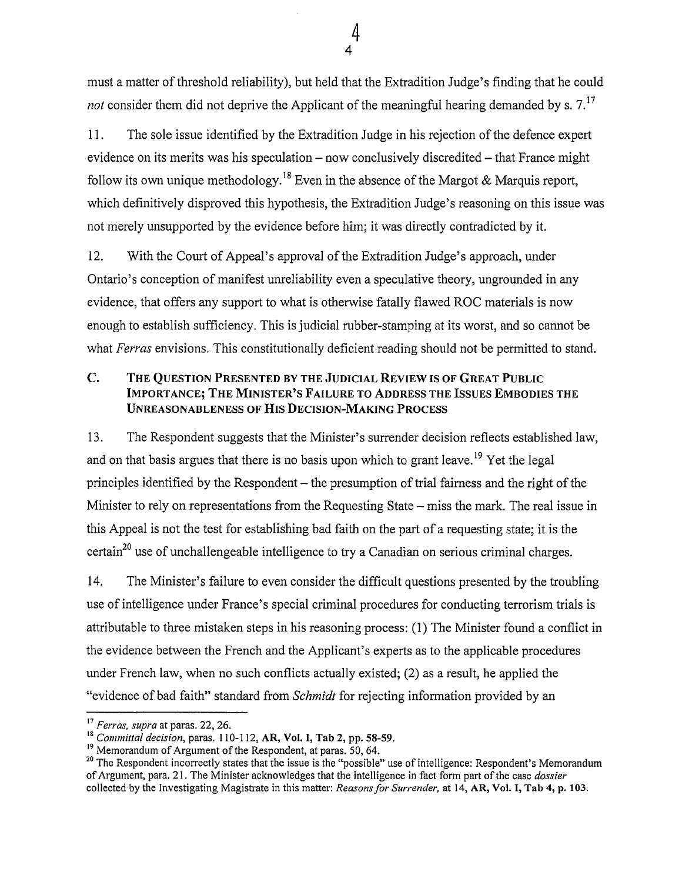must a matter of threshold reliability), but held that the Extradition Judge's finding that he could *not* consider them did not deprive the Applicant of the meaningful hearing demanded by s. 7.[17]

11. The sole issue identified by the Extradition Judge in his rejection of the defence expert evidence on its merits was his speculation – now conclusively discredited – that France might follow its own unique methodology.[18] Even in the absence of the Margot & Marquis report, which definitively disproved this hypothesis, the Extradition Judge's reasoning on this issue was not merely unsupported by the evidence before him; it was directly contradicted by it.

12. With the Court of Appeal's approval of the Extradition Judge's approach, under Ontario's conception of manifest unreliability even a speculative theory, ungrounded in any evidence, that offers any support to what is otherwise fatally flawed ROC materials is now enough to establish sufficiency. This is judicial rubber-stamping at its worst, and so cannot be what *Ferras* envisions. This constitutionally deficient reading should not be permitted to stand.

### C. THE QUESTION PRESENTED BY THE JUDICIAL REVIEW IS OF GREAT PUBLIC IMPORTANCE; THE MINISTER'S FAILURE TO ADDRESS THE ISSUES EMBODIES THE UNREASONABLENESS OF HIS DECISION-MAKING PROCESS

13. The Respondent suggests that the Minister's surrender decision reflects established law, and on that basis argues that there is no basis upon which to grant leave.[19] Yet the legal principles identified by the Respondent – the presumption of trial fairness and the right of the Minister to rely on representations from the Requesting State – miss the mark. The real issue in this Appeal is not the test for establishing bad faith on the part of a requesting state; it is the certain[20] use of unchallengeable intelligence to try a Canadian on serious criminal charges.

14. The Minister's failure to even consider the difficult questions presented by the troubling use of intelligence under France's special criminal procedures for conducting terrorism trials is attributable to three mistaken steps in his reasoning process: (1) The Minister found a conflict in the evidence between the French and the Applicant's experts as to the applicable procedures under French law, when no such conflicts actually existed; (2) as a result, he applied the "evidence of bad faith" standard from *Schmidt* for rejecting information provided by an

---

[17] *Ferras, supra* at paras. 22, 26.

[18] *Committal decision*, paras. 110-112, **AR, Vol. I, Tab 2, pp. 58-59.**

[19] Memorandum of Argument of the Respondent, at paras. 50, 64.

[20] The Respondent incorrectly states that the issue is the "possible" use of intelligence: Respondent's Memorandum of Argument, para. 21. The Minister acknowledges that the intelligence in fact form part of the case *dossier* collected by the Investigating Magistrate in this matter: *Reasons for Surrender,* at 14, **AR, Vol. I, Tab 4, p. 103.**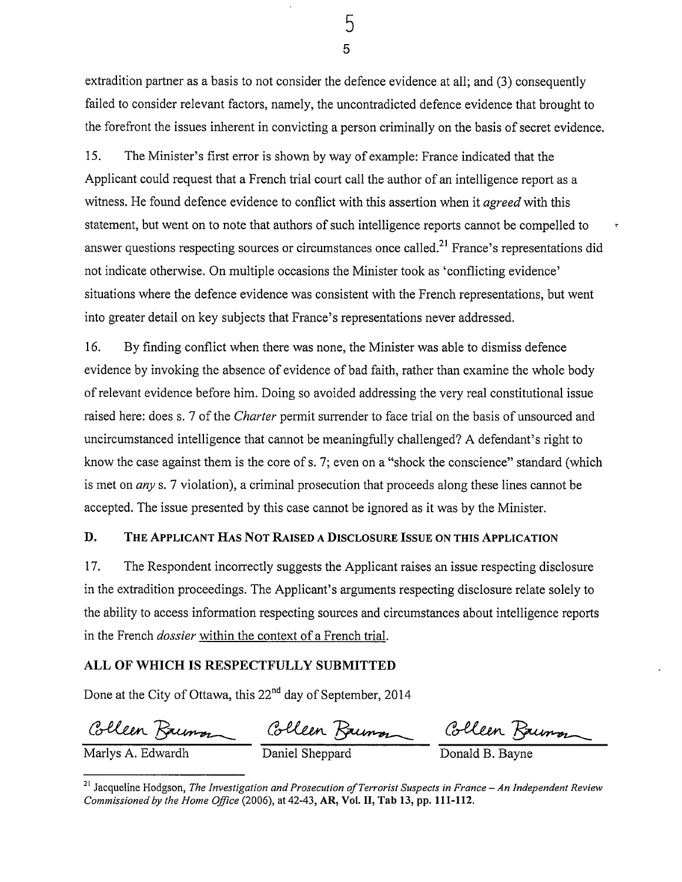extradition partner as a basis to not consider the defence evidence at all; and (3) consequently failed to consider relevant factors, namely, the uncontradicted defence evidence that brought to the forefront the issues inherent in convicting a person criminally on the basis of secret evidence.

15. The Minister's first error is shown by way of example: France indicated that the Applicant could request that a French trial court call the author of an intelligence report as a witness. He found defence evidence to conflict with this assertion when it *agreed* with this statement, but went on to note that authors of such intelligence reports cannot be compelled to answer questions respecting sources or circumstances once called.[21] France's representations did not indicate otherwise. On multiple occasions the Minister took as 'conflicting evidence' situations where the defence evidence was consistent with the French representations, but went into greater detail on key subjects that France's representations never addressed.

16. By finding conflict when there was none, the Minister was able to dismiss defence evidence by invoking the absence of evidence of bad faith, rather than examine the whole body of relevant evidence before him. Doing so avoided addressing the very real constitutional issue raised here: does s. 7 of the *Charter* permit surrender to face trial on the basis of unsourced and uncircumstanced intelligence that cannot be meaningfully challenged? A defendant's right to know the case against them is the core of s. 7; even on a "shock the conscience" standard (which is met on *any* s. 7 violation), a criminal prosecution that proceeds along these lines cannot be accepted. The issue presented by this case cannot be ignored as it was by the Minister.

## D. THE APPLICANT HAS NOT RAISED A DISCLOSURE ISSUE ON THIS APPLICATION

17. The Respondent incorrectly suggests the Applicant raises an issue respecting disclosure in the extradition proceedings. The Applicant's arguments respecting disclosure relate solely to the ability to access information respecting sources and circumstances about intelligence reports in the French *dossier* <u>within the context of a French trial</u>.

**ALL OF WHICH IS RESPECTFULLY SUBMITTED**

Done at the City of Ottawa, this 22nd day of September, 2014

| Colleen Bauman | Colleen Bauman | Colleen Bauman |
|---|---|---|
| Marlys A. Edwardh | Daniel Sheppard | Donald B. Bayne |

[21] Jacqueline Hodgson, *The Investigation and Prosecution of Terrorist Suspects in France – An Independent Review Commissioned by the Home Office* (2006), at 42-43, **AR, Vol. II, Tab 13, pp. 111-112.**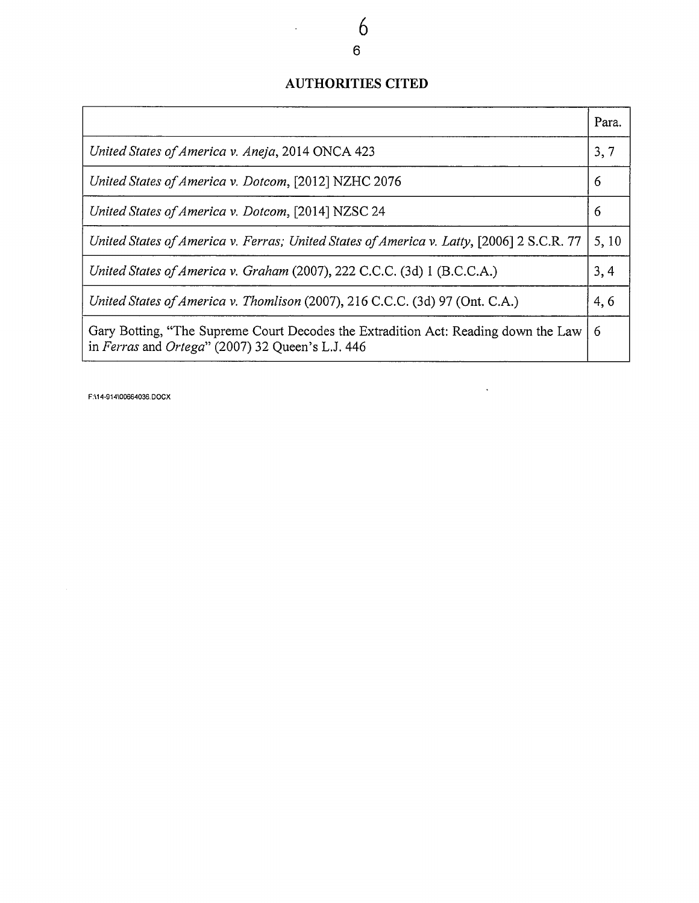## AUTHORITIES CITED

| | Para. |
|---|---|
| *United States of America v. Aneja*, 2014 ONCA 423 | 3, 7 |
| *United States of America v. Dotcom*, [2012] NZHC 2076 | 6 |
| *United States of America v. Dotcom*, [2014] NZSC 24 | 6 |
| *United States of America v. Ferras; United States of America v. Latty*, [2006] 2 S.C.R. 77 | 5, 10 |
| *United States of America v. Graham* (2007), 222 C.C.C. (3d) 1 (B.C.C.A.) | 3, 4 |
| *United States of America v. Thomlison* (2007), 216 C.C.C. (3d) 97 (Ont. C.A.) | 4, 6 |
| Gary Botting, "The Supreme Court Decodes the Extradition Act: Reading down the Law in *Ferras* and *Ortega*" (2007) 32 Queen's L.J. 446 | 6 |

F:\14-914\00664036.DOCX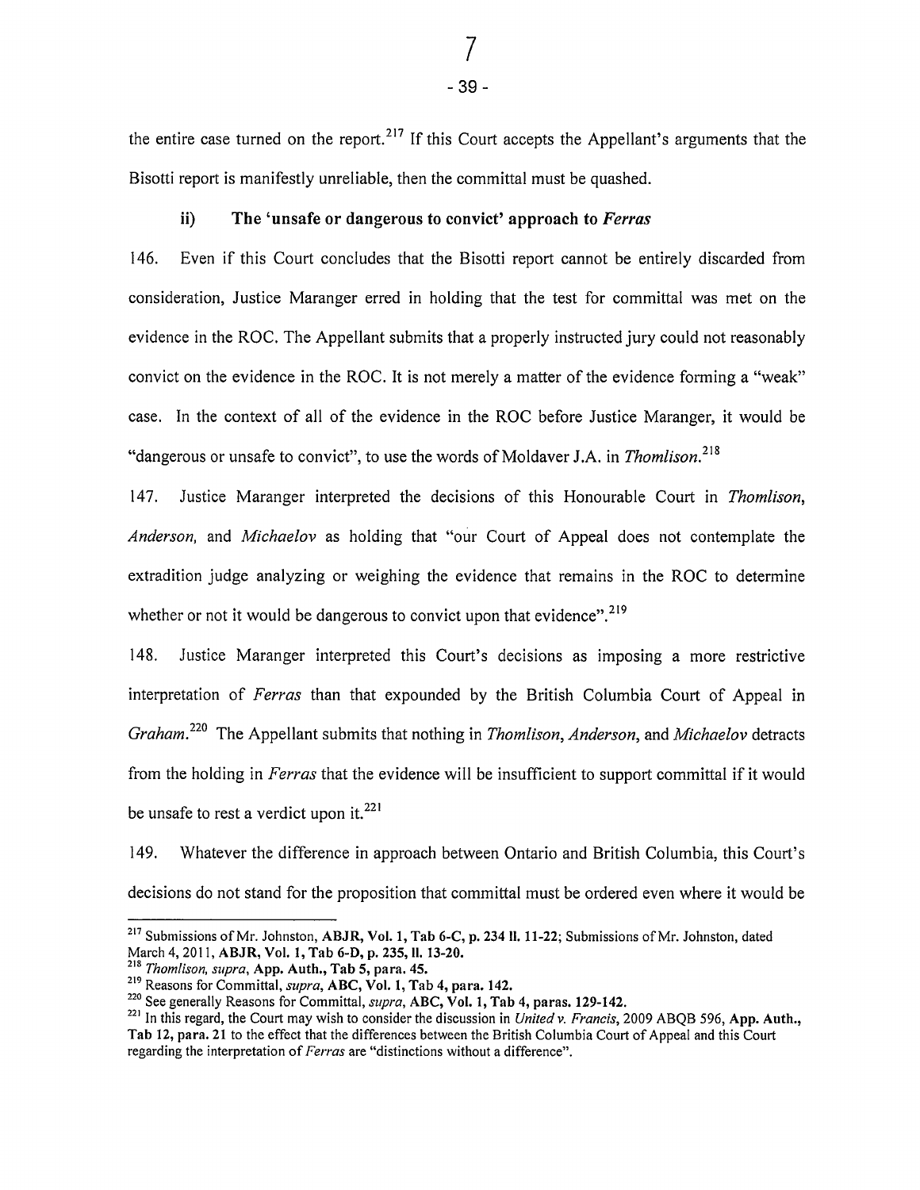the entire case turned on the report.[217] If this Court accepts the Appellant's arguments that the Bisotti report is manifestly unreliable, then the committal must be quashed.

### ii) The 'unsafe or dangerous to convict' approach to *Ferras*

146. Even if this Court concludes that the Bisotti report cannot be entirely discarded from consideration, Justice Maranger erred in holding that the test for committal was met on the evidence in the ROC. The Appellant submits that a properly instructed jury could not reasonably convict on the evidence in the ROC. It is not merely a matter of the evidence forming a "weak" case. In the context of all of the evidence in the ROC before Justice Maranger, it would be "dangerous or unsafe to convict", to use the words of Moldaver J.A. in *Thomlison.*[218]

147. Justice Maranger interpreted the decisions of this Honourable Court in *Thomlison*, *Anderson,* and *Michaelov* as holding that "our Court of Appeal does not contemplate the extradition judge analyzing or weighing the evidence that remains in the ROC to determine whether or not it would be dangerous to convict upon that evidence".[219]

148. Justice Maranger interpreted this Court's decisions as imposing a more restrictive interpretation of *Ferras* than that expounded by the British Columbia Court of Appeal in *Graham.*[220] The Appellant submits that nothing in *Thomlison*, *Anderson*, and *Michaelov* detracts from the holding in *Ferras* that the evidence will be insufficient to support committal if it would be unsafe to rest a verdict upon it.[221]

149. Whatever the difference in approach between Ontario and British Columbia, this Court's decisions do not stand for the proposition that committal must be ordered even where it would be

---

[217] Submissions of Mr. Johnston, **ABJR, Vol. 1, Tab 6-C, p. 234 ll. 11-22**; Submissions of Mr. Johnston, dated March 4, 2011, **ABJR, Vol. 1, Tab 6-D, p. 235, ll. 13-20.**

[218] *Thomlison, supra*, **App. Auth., Tab 5, para. 45.**

[219] Reasons for Committal, *supra*, **ABC, Vol. 1, Tab 4, para. 142.**

[220] See generally Reasons for Committal, *supra*, **ABC, Vol. 1, Tab 4, paras. 129-142.**

[221] In this regard, the Court may wish to consider the discussion in *United v. Francis*, 2009 ABQB 596, **App. Auth., Tab 12, para. 21** to the effect that the differences between the British Columbia Court of Appeal and this Court regarding the interpretation of *Ferras* are "distinctions without a difference".